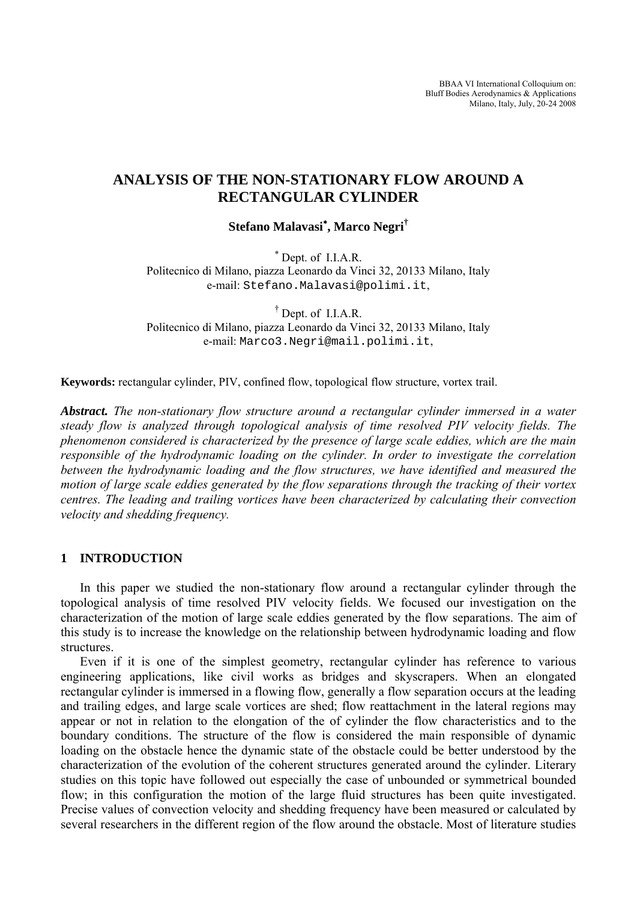BBAA VI International Colloquium on:
Bluff Bodies Aerodynamics & Applications
Milano, Italy, July, 20-24 2008

# ANALYSIS OF THE NON-STATIONARY FLOW AROUND A RECTANGULAR CYLINDER

**Stefano Malavasi[*], Marco Negri[†]**

[*] Dept. of I.I.A.R.
Politecnico di Milano, piazza Leonardo da Vinci 32, 20133 Milano, Italy
e-mail: Stefano.Malavasi@polimi.it,

[†] Dept. of I.I.A.R.
Politecnico di Milano, piazza Leonardo da Vinci 32, 20133 Milano, Italy
e-mail: Marco3.Negri@mail.polimi.it,

**Keywords:** rectangular cylinder, PIV, confined flow, topological flow structure, vortex trail.

***Abstract.*** *The non-stationary flow structure around a rectangular cylinder immersed in a water steady flow is analyzed through topological analysis of time resolved PIV velocity fields. The phenomenon considered is characterized by the presence of large scale eddies, which are the main responsible of the hydrodynamic loading on the cylinder. In order to investigate the correlation between the hydrodynamic loading and the flow structures, we have identified and measured the motion of large scale eddies generated by the flow separations through the tracking of their vortex centres. The leading and trailing vortices have been characterized by calculating their convection velocity and shedding frequency.*

## 1 INTRODUCTION

In this paper we studied the non-stationary flow around a rectangular cylinder through the topological analysis of time resolved PIV velocity fields. We focused our investigation on the characterization of the motion of large scale eddies generated by the flow separations. The aim of this study is to increase the knowledge on the relationship between hydrodynamic loading and flow structures.

Even if it is one of the simplest geometry, rectangular cylinder has reference to various engineering applications, like civil works as bridges and skyscrapers. When an elongated rectangular cylinder is immersed in a flowing flow, generally a flow separation occurs at the leading and trailing edges, and large scale vortices are shed; flow reattachment in the lateral regions may appear or not in relation to the elongation of the of cylinder the flow characteristics and to the boundary conditions. The structure of the flow is considered the main responsible of dynamic loading on the obstacle hence the dynamic state of the obstacle could be better understood by the characterization of the evolution of the coherent structures generated around the cylinder. Literary studies on this topic have followed out especially the case of unbounded or symmetrical bounded flow; in this configuration the motion of the large fluid structures has been quite investigated. Precise values of convection velocity and shedding frequency have been measured or calculated by several researchers in the different region of the flow around the obstacle. Most of literature studies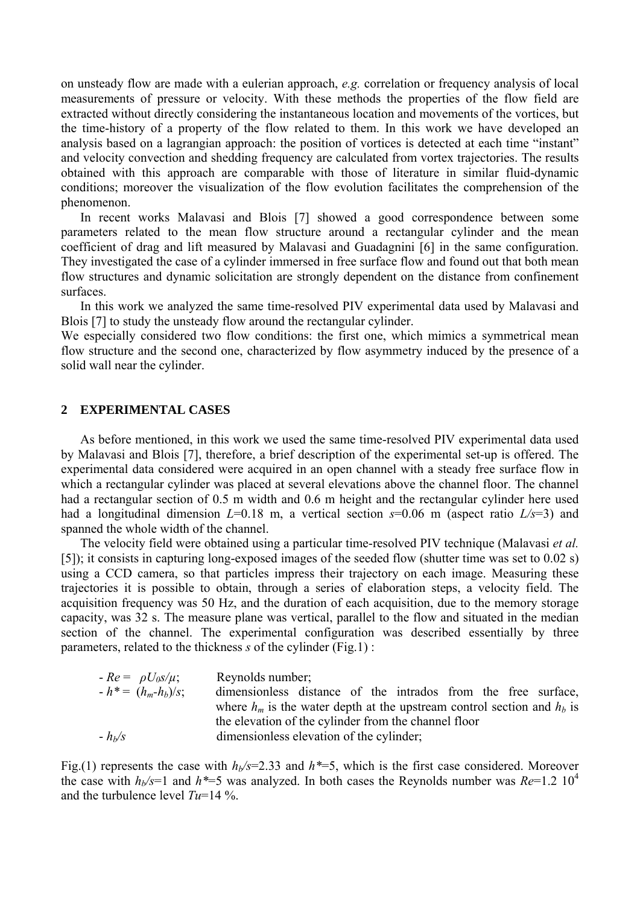on unsteady flow are made with a eulerian approach, *e.g.* correlation or frequency analysis of local measurements of pressure or velocity. With these methods the properties of the flow field are extracted without directly considering the instantaneous location and movements of the vortices, but the time-history of a property of the flow related to them. In this work we have developed an analysis based on a lagrangian approach: the position of vortices is detected at each time "instant" and velocity convection and shedding frequency are calculated from vortex trajectories. The results obtained with this approach are comparable with those of literature in similar fluid-dynamic conditions; moreover the visualization of the flow evolution facilitates the comprehension of the phenomenon.

In recent works Malavasi and Blois [7] showed a good correspondence between some parameters related to the mean flow structure around a rectangular cylinder and the mean coefficient of drag and lift measured by Malavasi and Guadagnini [6] in the same configuration. They investigated the case of a cylinder immersed in free surface flow and found out that both mean flow structures and dynamic solicitation are strongly dependent on the distance from confinement surfaces.

In this work we analyzed the same time-resolved PIV experimental data used by Malavasi and Blois [7] to study the unsteady flow around the rectangular cylinder.

We especially considered two flow conditions: the first one, which mimics a symmetrical mean flow structure and the second one, characterized by flow asymmetry induced by the presence of a solid wall near the cylinder.

## 2 EXPERIMENTAL CASES

As before mentioned, in this work we used the same time-resolved PIV experimental data used by Malavasi and Blois [7], therefore, a brief description of the experimental set-up is offered. The experimental data considered were acquired in an open channel with a steady free surface flow in which a rectangular cylinder was placed at several elevations above the channel floor. The channel had a rectangular section of 0.5 m width and 0.6 m height and the rectangular cylinder here used had a longitudinal dimension $L$=0.18 m, a vertical section $s$=0.06 m (aspect ratio $L/s$=3) and spanned the whole width of the channel.

The velocity field were obtained using a particular time-resolved PIV technique (Malavasi *et al.* [5]); it consists in capturing long-exposed images of the seeded flow (shutter time was set to 0.02 s) using a CCD camera, so that particles impress their trajectory on each image. Measuring these trajectories it is possible to obtain, through a series of elaboration steps, a velocity field. The acquisition frequency was 50 Hz, and the duration of each acquisition, due to the memory storage capacity, was 32 s. The measure plane was vertical, parallel to the flow and situated in the median section of the channel. The experimental configuration was described essentially by three parameters, related to the thickness $s$ of the cylinder (Fig.1) :

- $Re = \rho U_0 s/\mu$; Reynolds number;
- $h^* = (h_m - h_b)/s$; dimensionless distance of the intrados from the free surface, where $h_m$ is the water depth at the upstream control section and $h_b$ is the elevation of the cylinder from the channel floor
- $h_b/s$ dimensionless elevation of the cylinder;

Fig.(1) represents the case with $h_b/s$=2.33 and $h^*$=5, which is the first case considered. Moreover the case with $h_b/s$=1 and $h^*$=5 was analyzed. In both cases the Reynolds number was $Re$=1.2 $10^4$ and the turbulence level $Tu$=14 %.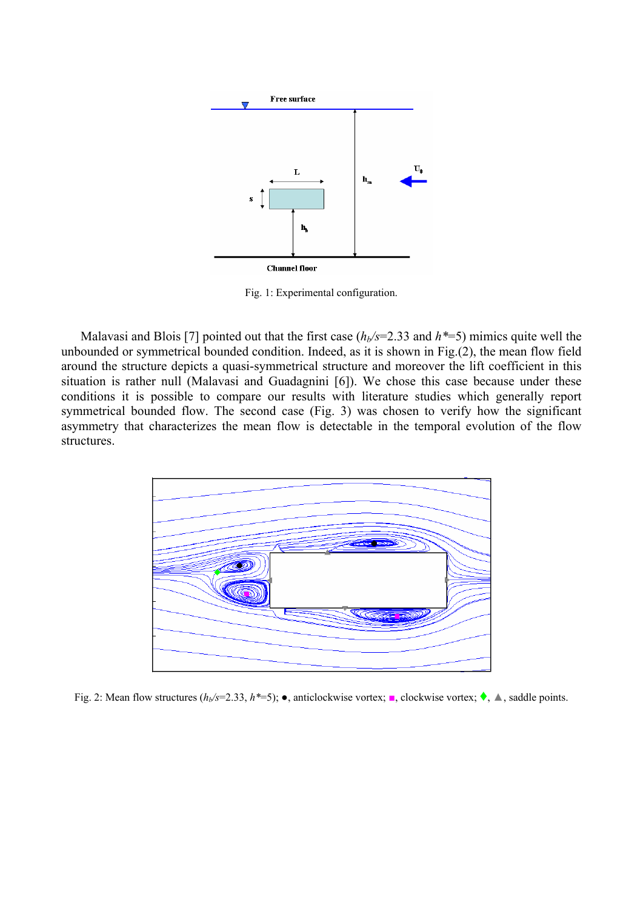Free surface

L

$h_m$

$U_0$

s

$h_b$

Channel floor

Fig. 1: Experimental configuration.

Malavasi and Blois [7] pointed out that the first case ($h_b/s$=2.33 and $h^*$=5) mimics quite well the unbounded or symmetrical bounded condition. Indeed, as it is shown in Fig.(2), the mean flow field around the structure depicts a quasi-symmetrical structure and moreover the lift coefficient in this situation is rather null (Malavasi and Guadagnini [6]). We chose this case because under these conditions it is possible to compare our results with literature studies which generally report symmetrical bounded flow. The second case (Fig. 3) was chosen to verify how the significant asymmetry that characterizes the mean flow is detectable in the temporal evolution of the flow structures.

Fig. 2: Mean flow structures ($h_b/s$=2.33, $h^*$=5); ●, anticlockwise vortex; ■, clockwise vortex; ♦, ▲, saddle points.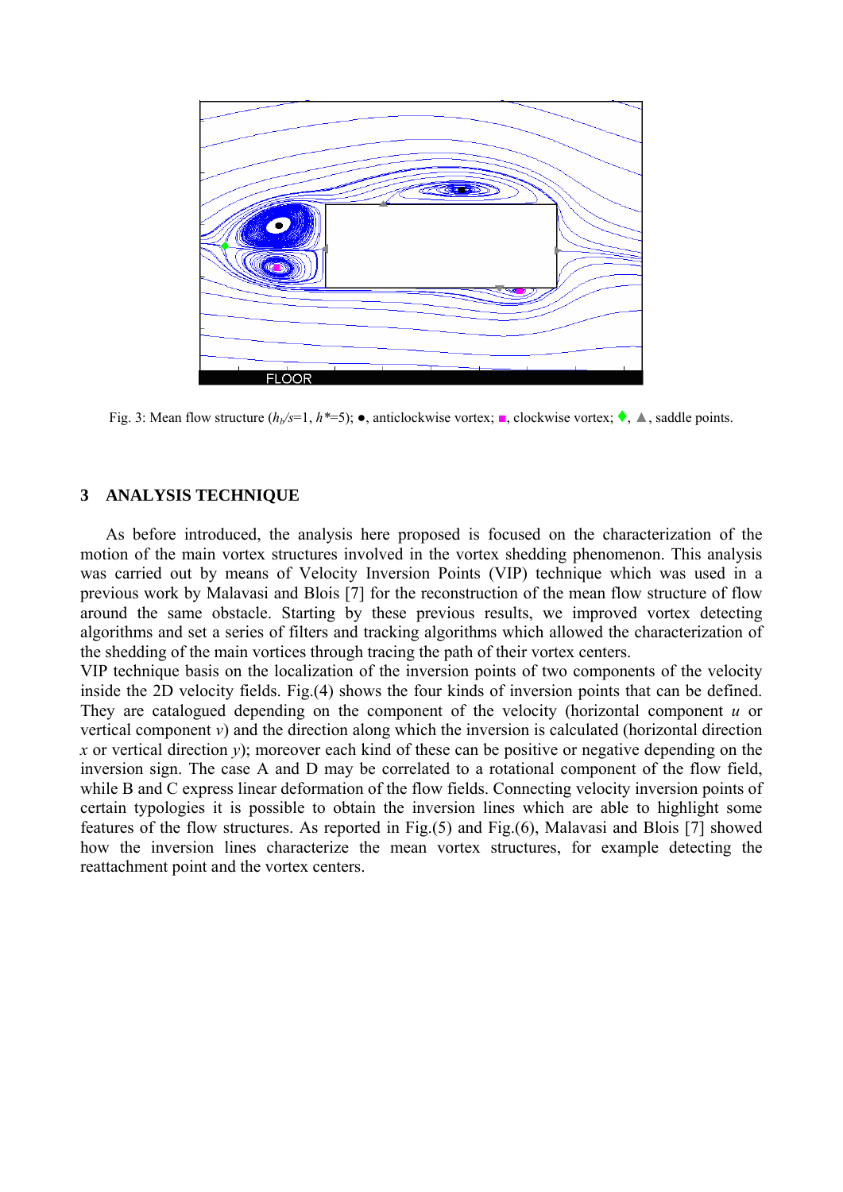FLOOR

Fig. 3: Mean flow structure ($h_b/s$=1, $h^*$=5); ●, anticlockwise vortex; ■, clockwise vortex; ♦, ▲, saddle points.

## 3 ANALYSIS TECHNIQUE

As before introduced, the analysis here proposed is focused on the characterization of the motion of the main vortex structures involved in the vortex shedding phenomenon. This analysis was carried out by means of Velocity Inversion Points (VIP) technique which was used in a previous work by Malavasi and Blois [7] for the reconstruction of the mean flow structure of flow around the same obstacle. Starting by these previous results, we improved vortex detecting algorithms and set a series of filters and tracking algorithms which allowed the characterization of the shedding of the main vortices through tracing the path of their vortex centers.

VIP technique basis on the localization of the inversion points of two components of the velocity inside the 2D velocity fields. Fig.(4) shows the four kinds of inversion points that can be defined. They are catalogued depending on the component of the velocity (horizontal component $u$ or vertical component $v$) and the direction along which the inversion is calculated (horizontal direction $x$ or vertical direction $y$); moreover each kind of these can be positive or negative depending on the inversion sign. The case A and D may be correlated to a rotational component of the flow field, while B and C express linear deformation of the flow fields. Connecting velocity inversion points of certain typologies it is possible to obtain the inversion lines which are able to highlight some features of the flow structures. As reported in Fig.(5) and Fig.(6), Malavasi and Blois [7] showed how the inversion lines characterize the mean vortex structures, for example detecting the reattachment point and the vortex centers.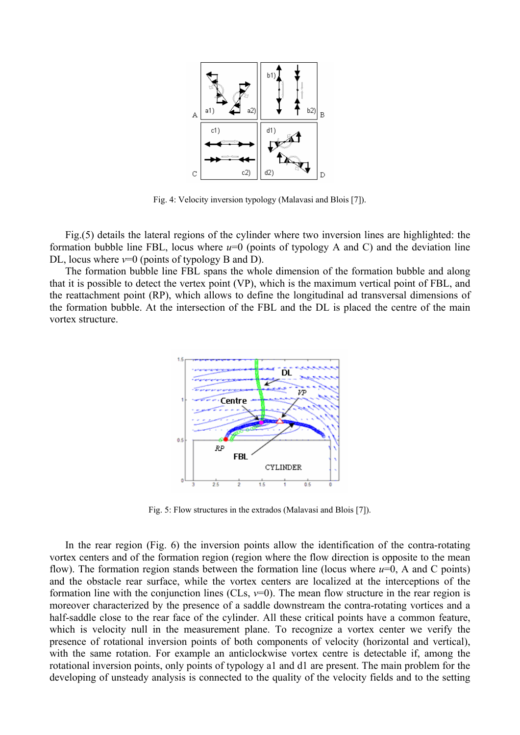A a1) a2) b1) b2) B

C c1) c2) d1) d2) D

Fig. 4: Velocity inversion typology (Malavasi and Blois [7]).

Fig.(5) details the lateral regions of the cylinder where two inversion lines are highlighted: the formation bubble line FBL, locus where $u$=0 (points of typology A and C) and the deviation line DL, locus where $v$=0 (points of typology B and D).

The formation bubble line FBL spans the whole dimension of the formation bubble and along that it is possible to detect the vertex point (VP), which is the maximum vertical point of FBL, and the reattachment point (RP), which allows to define the longitudinal ad transversal dimensions of the formation bubble. At the intersection of the FBL and the DL is placed the centre of the main vortex structure.

DL
VP
Centre
RP
FBL
CYLINDER
1.5
1
0.5
0
3 2.5 2 1.5 1 0.5 0

Fig. 5: Flow structures in the extrados (Malavasi and Blois [7]).

In the rear region (Fig. 6) the inversion points allow the identification of the contra-rotating vortex centers and of the formation region (region where the flow direction is opposite to the mean flow). The formation region stands between the formation line (locus where $u$=0, A and C points) and the obstacle rear surface, while the vortex centers are localized at the interceptions of the formation line with the conjunction lines (CLs, $v$=0). The mean flow structure in the rear region is moreover characterized by the presence of a saddle downstream the contra-rotating vortices and a half-saddle close to the rear face of the cylinder. All these critical points have a common feature, which is velocity null in the measurement plane. To recognize a vortex center we verify the presence of rotational inversion points of both components of velocity (horizontal and vertical), with the same rotation. For example an anticlockwise vortex centre is detectable if, among the rotational inversion points, only points of typology a1 and d1 are present. The main problem for the developing of unsteady analysis is connected to the quality of the velocity fields and to the setting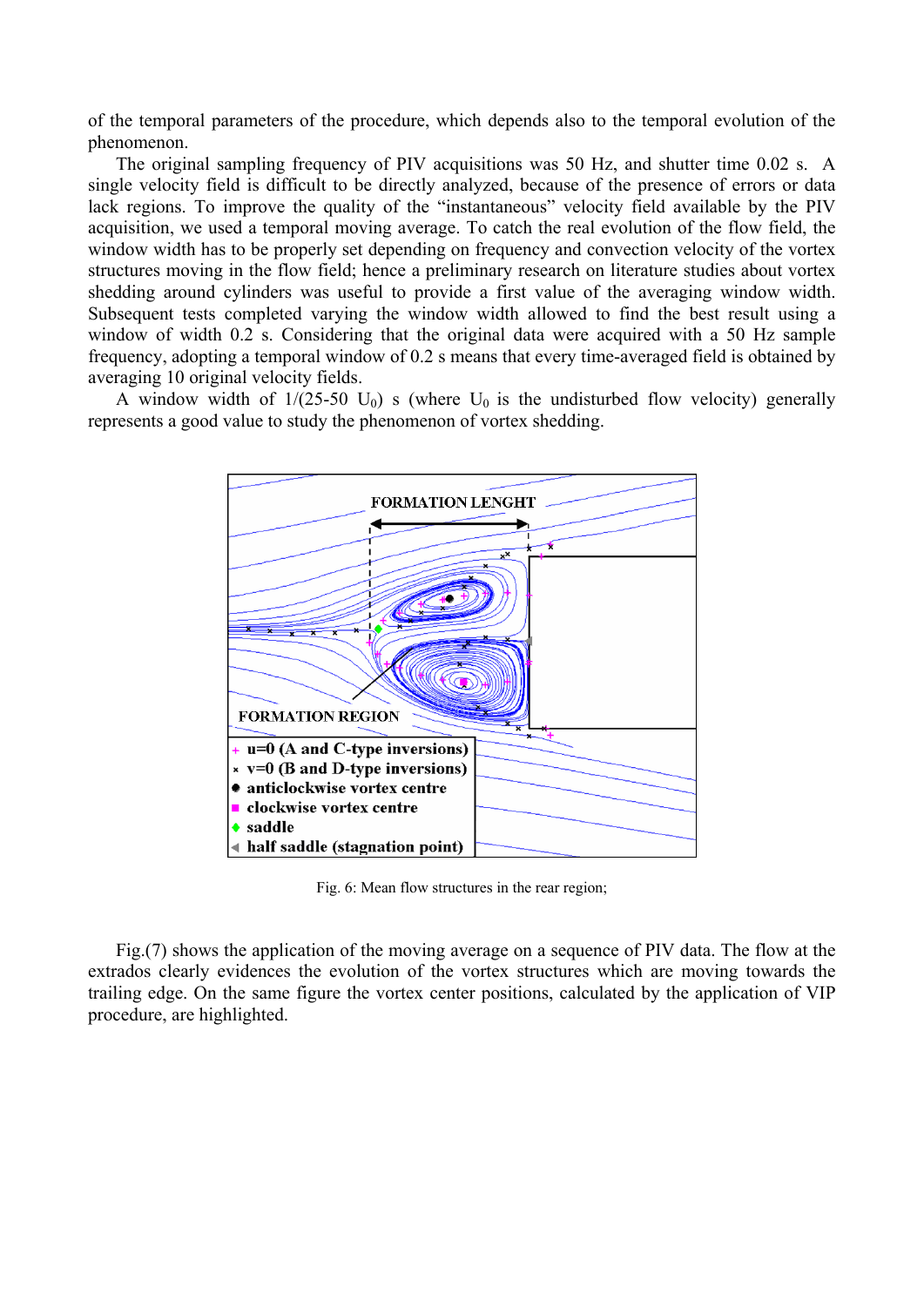of the temporal parameters of the procedure, which depends also to the temporal evolution of the phenomenon.

The original sampling frequency of PIV acquisitions was 50 Hz, and shutter time 0.02 s. A single velocity field is difficult to be directly analyzed, because of the presence of errors or data lack regions. To improve the quality of the "instantaneous" velocity field available by the PIV acquisition, we used a temporal moving average. To catch the real evolution of the flow field, the window width has to be properly set depending on frequency and convection velocity of the vortex structures moving in the flow field; hence a preliminary research on literature studies about vortex shedding around cylinders was useful to provide a first value of the averaging window width. Subsequent tests completed varying the window width allowed to find the best result using a window of width 0.2 s. Considering that the original data were acquired with a 50 Hz sample frequency, adopting a temporal window of 0.2 s means that every time-averaged field is obtained by averaging 10 original velocity fields.

A window width of 1/(25-50 $U_0$) s (where $U_0$ is the undisturbed flow velocity) generally represents a good value to study the phenomenon of vortex shedding.

FORMATION LENGHT

FORMATION REGION

u=0 (A and C-type inversions)

v=0 (B and D-type inversions)

anticlockwise vortex centre

clockwise vortex centre

saddle

half saddle (stagnation point)

Fig. 6: Mean flow structures in the rear region;

Fig.(7) shows the application of the moving average on a sequence of PIV data. The flow at the extrados clearly evidences the evolution of the vortex structures which are moving towards the trailing edge. On the same figure the vortex center positions, calculated by the application of VIP procedure, are highlighted.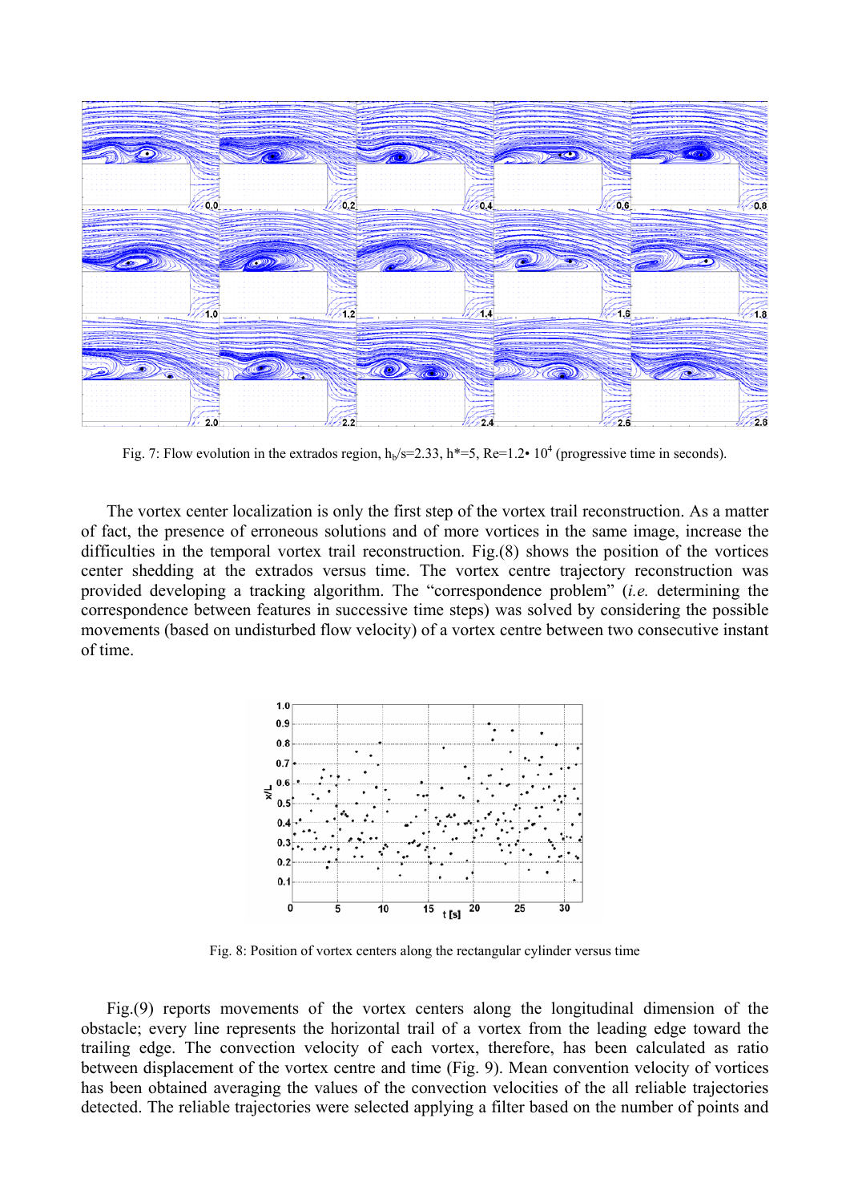0.0 0.2 0.4 0.6 0.8

1.0 1.2 1.4 1.6 1.8

2.0 2.2 2.4 2.6 2.8

Fig. 7: Flow evolution in the extrados region, $h_b/s=2.33$, $h^*=5$, $Re=1.2 \cdot 10^4$ (progressive time in seconds).

The vortex center localization is only the first step of the vortex trail reconstruction. As a matter of fact, the presence of erroneous solutions and of more vortices in the same image, increase the difficulties in the temporal vortex trail reconstruction. Fig.(8) shows the position of the vortices center shedding at the extrados versus time. The vortex centre trajectory reconstruction was provided developing a tracking algorithm. The "correspondence problem" (*i.e.* determining the correspondence between features in successive time steps) was solved by considering the possible movements (based on undisturbed flow velocity) of a vortex centre between two consecutive instant of time.

x/L

1.0
0.9
0.8
0.7
0.6
0.5
0.4
0.3
0.2
0.1

0 5 10 15 20 25 30

t [s]

Fig. 8: Position of vortex centers along the rectangular cylinder versus time

Fig.(9) reports movements of the vortex centers along the longitudinal dimension of the obstacle; every line represents the horizontal trail of a vortex from the leading edge toward the trailing edge. The convection velocity of each vortex, therefore, has been calculated as ratio between displacement of the vortex centre and time (Fig. 9). Mean convention velocity of vortices has been obtained averaging the values of the convection velocities of the all reliable trajectories detected. The reliable trajectories were selected applying a filter based on the number of points and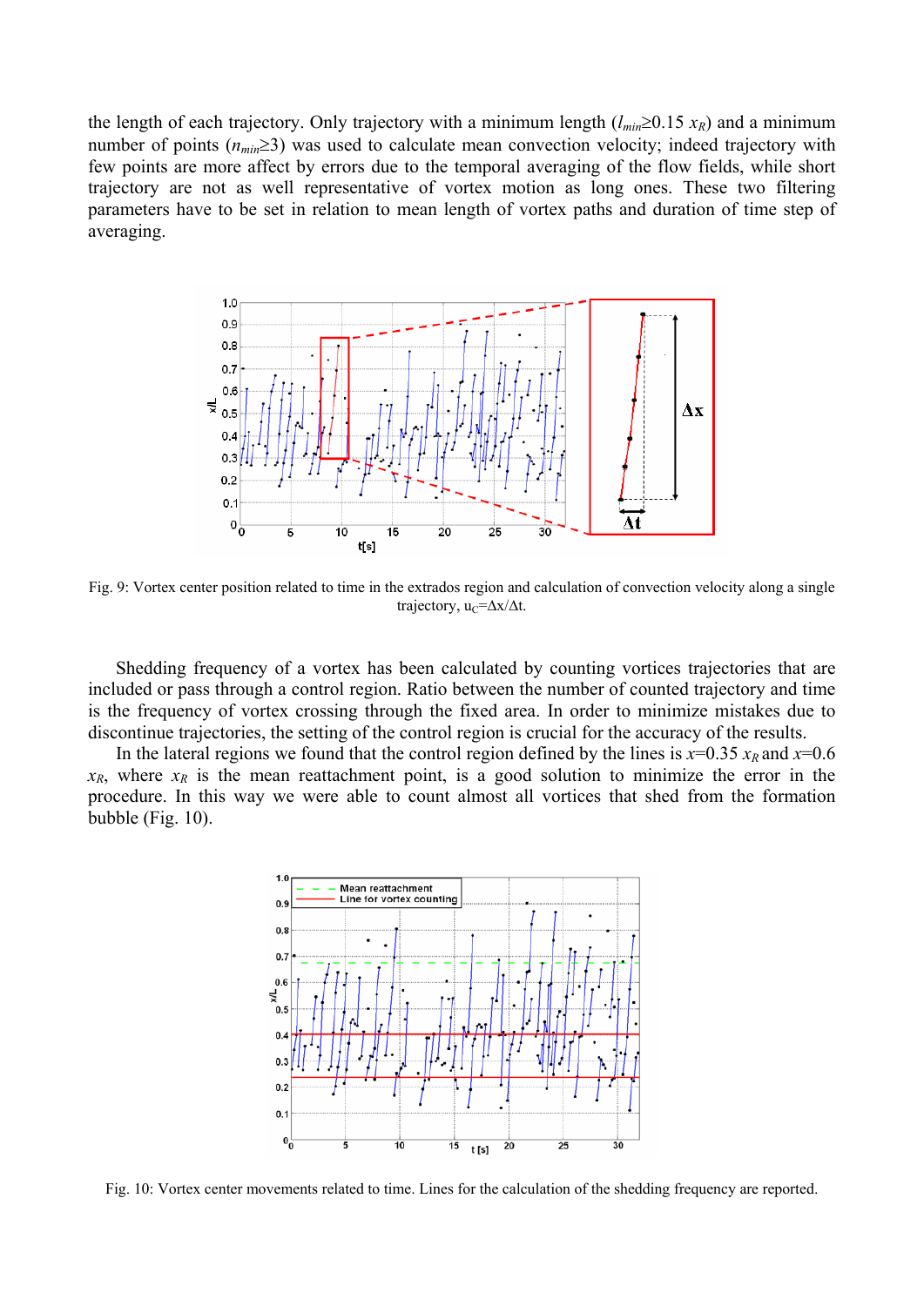the length of each trajectory. Only trajectory with a minimum length ($l_{min}$≥0.15 $x_R$) and a minimum number of points ($n_{min}$≥3) was used to calculate mean convection velocity; indeed trajectory with few points are more affect by errors due to the temporal averaging of the flow fields, while short trajectory are not as well representative of vortex motion as long ones. These two filtering parameters have to be set in relation to mean length of vortex paths and duration of time step of averaging.

1.0
0.9
0.8
0.7
0.6
0.5
0.4
0.3
0.2
0.1
0
x/L
0
5
10
15
20
25
30
t[s]
Δx
Δt

Fig. 9: Vortex center position related to time in the extrados region and calculation of convection velocity along a single trajectory, $u_C$=Δx/Δt.

Shedding frequency of a vortex has been calculated by counting vortices trajectories that are included or pass through a control region. Ratio between the number of counted trajectory and time is the frequency of vortex crossing the fixed area. In order to minimize mistakes due to discontinue trajectories, the setting of the control region is crucial for the accuracy of the results.

In the lateral regions we found that the control region defined by the lines is $x$=0.35 $x_R$ and $x$=0.6 $x_R$, where $x_R$ is the mean reattachment point, is a good solution to minimize the error in the procedure. In this way we were able to count almost all vortices that shed from the formation bubble (Fig. 10).

1.0
0.9
0.8
0.7
0.6
0.5
0.4
0.3
0.2
0.1
0
x/L
Mean reattachment
Line for vortex counting
0
5
10
15
20
25
30
t [s]

Fig. 10: Vortex center movements related to time. Lines for the calculation of the shedding frequency are reported.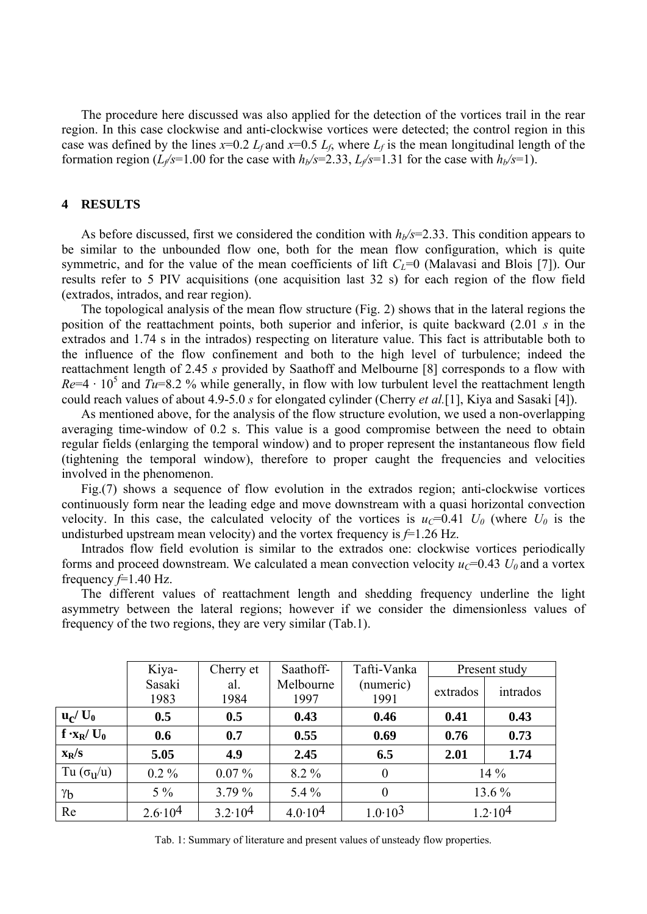The procedure here discussed was also applied for the detection of the vortices trail in the rear region. In this case clockwise and anti-clockwise vortices were detected; the control region in this case was defined by the lines $x$=0.2 $L_f$ and $x$=0.5 $L_f$, where $L_f$ is the mean longitudinal length of the formation region ($L_f/s$=1.00 for the case with $h_b/s$=2.33, $L_f/s$=1.31 for the case with $h_b/s$=1).

## 4 RESULTS

As before discussed, first we considered the condition with $h_b/s$=2.33. This condition appears to be similar to the unbounded flow one, both for the mean flow configuration, which is quite symmetric, and for the value of the mean coefficients of lift $C_L$=0 (Malavasi and Blois [7]). Our results refer to 5 PIV acquisitions (one acquisition last 32 s) for each region of the flow field (extrados, intrados, and rear region).

The topological analysis of the mean flow structure (Fig. 2) shows that in the lateral regions the position of the reattachment points, both superior and inferior, is quite backward (2.01 *s* in the extrados and 1.74 s in the intrados) respecting on literature value. This fact is attributable both to the influence of the flow confinement and both to the high level of turbulence; indeed the reattachment length of 2.45 *s* provided by Saathoff and Melbourne [8] corresponds to a flow with $Re$=4 · $10^5$ and $Tu$=8.2 % while generally, in flow with low turbulent level the reattachment length could reach values of about 4.9-5.0 *s* for elongated cylinder (Cherry *et al.*[1], Kiya and Sasaki [4]).

As mentioned above, for the analysis of the flow structure evolution, we used a non-overlapping averaging time-window of 0.2 s. This value is a good compromise between the need to obtain regular fields (enlarging the temporal window) and to proper represent the instantaneous flow field (tightening the temporal window), therefore to proper caught the frequencies and velocities involved in the phenomenon.

Fig.(7) shows a sequence of flow evolution in the extrados region; anti-clockwise vortices continuously form near the leading edge and move downstream with a quasi horizontal convection velocity. In this case, the calculated velocity of the vortices is $u_C$=0.41 $U_0$ (where $U_0$ is the undisturbed upstream mean velocity) and the vortex frequency is $f$=1.26 Hz.

Intrados flow field evolution is similar to the extrados one: clockwise vortices periodically forms and proceed downstream. We calculated a mean convection velocity $u_C$=0.43 $U_0$ and a vortex frequency $f$=1.40 Hz.

The different values of reattachment length and shedding frequency underline the light asymmetry between the lateral regions; however if we consider the dimensionless values of frequency of the two regions, they are very similar (Tab.1).

| | Kiya-Sasaki 1983 | Cherry et al. 1984 | Saathoff-Melbourne 1997 | Tafti-Vanka (numeric) 1991 | Present study | |
|---|---|---|---|---|---|---|
| | | | | | extrados | intrados |
| **$u_C/U_0$** | **0.5** | **0.5** | **0.43** | **0.46** | **0.41** | **0.43** |
| **$f \cdot x_R/U_0$** | **0.6** | **0.7** | **0.55** | **0.69** | **0.76** | **0.73** |
| **$x_R/s$** | **5.05** | **4.9** | **2.45** | **6.5** | **2.01** | **1.74** |
| Tu ($\sigma_u/u$) | 0.2 % | 0.07 % | 8.2 % | 0 | 14 % | |
| $\gamma_b$ | 5 % | 3.79 % | 5.4 % | 0 | 13.6 % | |
| Re | $2.6\cdot10^4$ | $3.2\cdot10^4$ | $4.0\cdot10^4$ | $1.0\cdot10^3$ | $1.2\cdot10^4$ | |

Tab. 1: Summary of literature and present values of unsteady flow properties.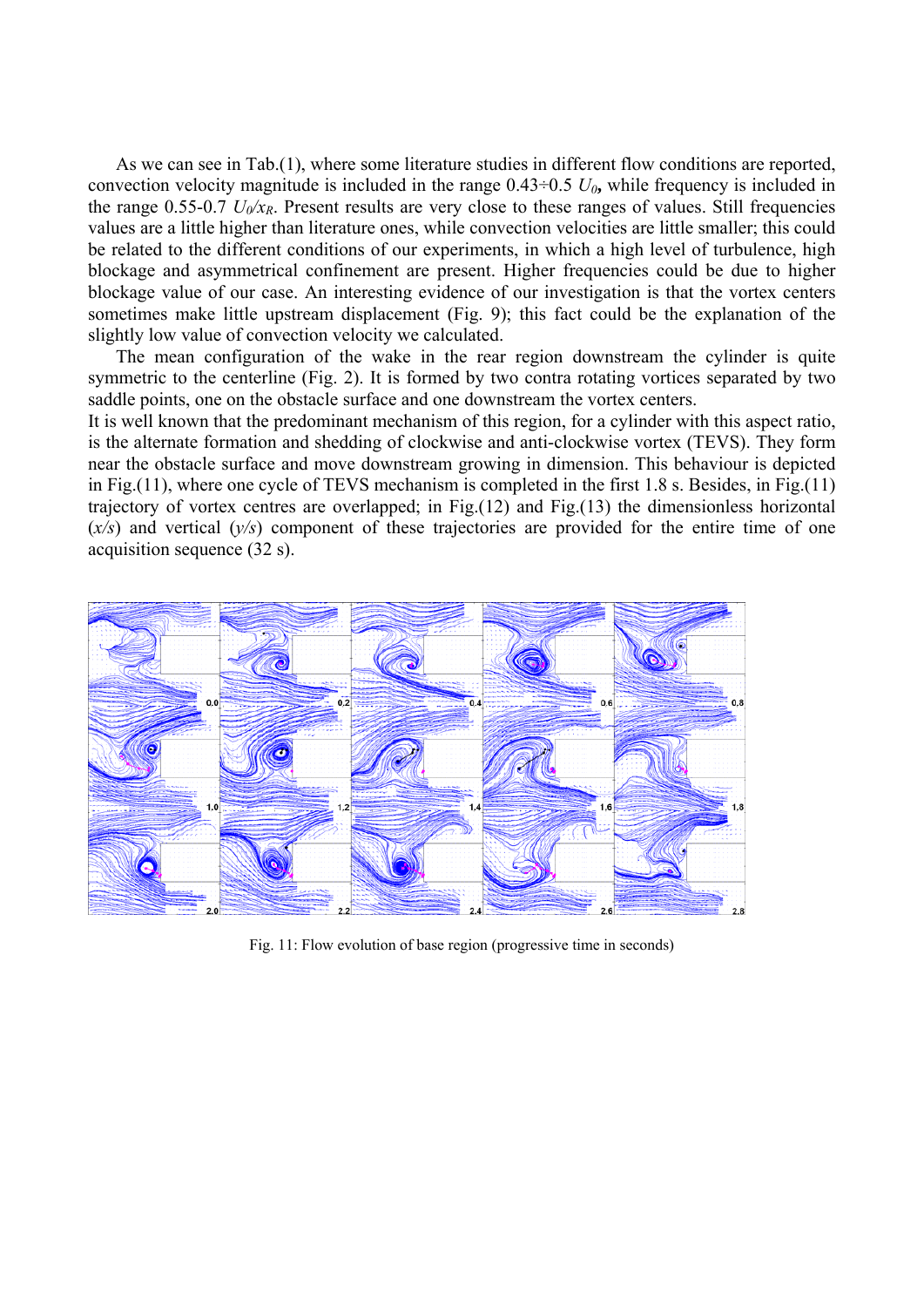As we can see in Tab.(1), where some literature studies in different flow conditions are reported, convection velocity magnitude is included in the range 0.43÷0.5 $U_0$**,** while frequency is included in the range 0.55-0.7 $U_0/x_R$. Present results are very close to these ranges of values. Still frequencies values are a little higher than literature ones, while convection velocities are little smaller; this could be related to the different conditions of our experiments, in which a high level of turbulence, high blockage and asymmetrical confinement are present. Higher frequencies could be due to higher blockage value of our case. An interesting evidence of our investigation is that the vortex centers sometimes make little upstream displacement (Fig. 9); this fact could be the explanation of the slightly low value of convection velocity we calculated.

The mean configuration of the wake in the rear region downstream the cylinder is quite symmetric to the centerline (Fig. 2). It is formed by two contra rotating vortices separated by two saddle points, one on the obstacle surface and one downstream the vortex centers.

It is well known that the predominant mechanism of this region, for a cylinder with this aspect ratio, is the alternate formation and shedding of clockwise and anti-clockwise vortex (TEVS). They form near the obstacle surface and move downstream growing in dimension. This behaviour is depicted in Fig.(11), where one cycle of TEVS mechanism is completed in the first 1.8 s. Besides, in Fig.(11) trajectory of vortex centres are overlapped; in Fig.(12) and Fig.(13) the dimensionless horizontal (*x/s*) and vertical (*y/s*) component of these trajectories are provided for the entire time of one acquisition sequence (32 s).

0.0
0.2
0.4
0.6
0.8
1.0
1.2
1.4
1.6
1.8
2.0
2.2
2.4
2.6
2.8

Fig. 11: Flow evolution of base region (progressive time in seconds)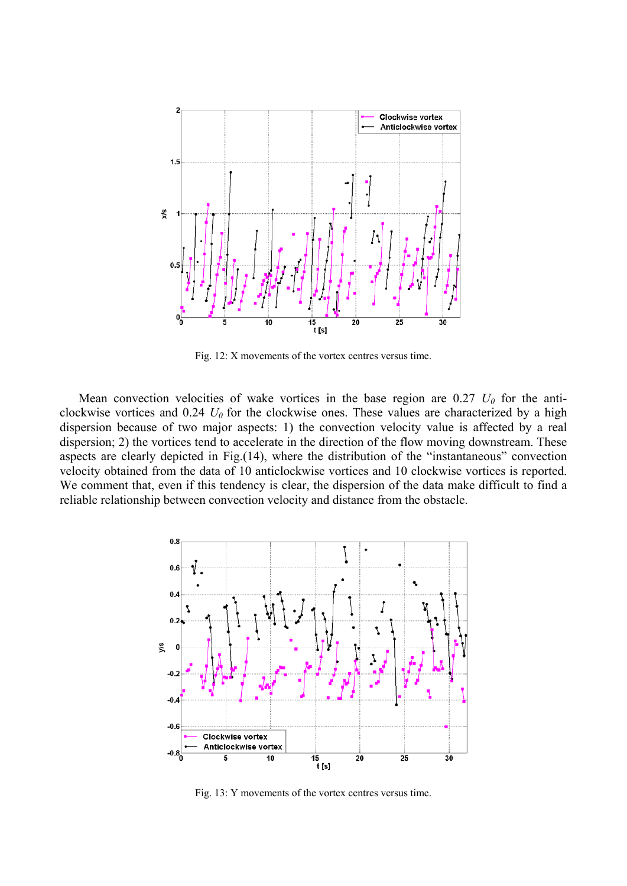Clockwise vortex
Anticlockwise vortex

x/s

t [s]

0 5 10 15 20 25 30

0 0.5 1 1.5 2

Fig. 12: X movements of the vortex centres versus time.

Mean convection velocities of wake vortices in the base region are 0.27 $U_0$ for the anti-clockwise vortices and 0.24 $U_0$ for the clockwise ones. These values are characterized by a high dispersion because of two major aspects: 1) the convection velocity value is affected by a real dispersion; 2) the vortices tend to accelerate in the direction of the flow moving downstream. These aspects are clearly depicted in Fig.(14), where the distribution of the "instantaneous" convection velocity obtained from the data of 10 anticlockwise vortices and 10 clockwise vortices is reported. We comment that, even if this tendency is clear, the dispersion of the data make difficult to find a reliable relationship between convection velocity and distance from the obstacle.

Clockwise vortex
Anticlockwise vortex

y/s

t [s]

0 5 10 15 20 25 30

-0.8 -0.6 -0.4 -0.2 0 0.2 0.4 0.6 0.8

Fig. 13: Y movements of the vortex centres versus time.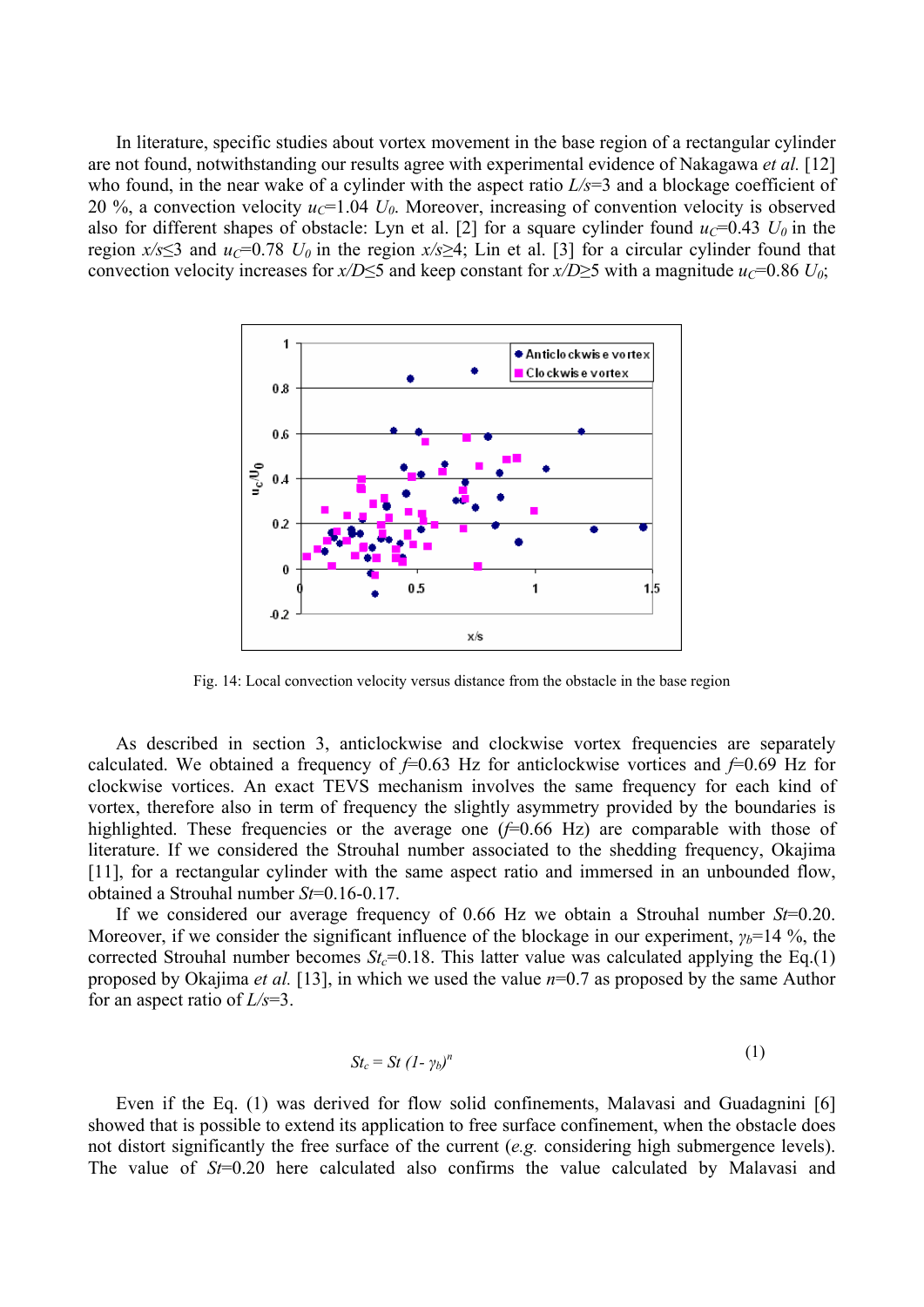In literature, specific studies about vortex movement in the base region of a rectangular cylinder are not found, notwithstanding our results agree with experimental evidence of Nakagawa *et al.* [12] who found, in the near wake of a cylinder with the aspect ratio $L/s$=3 and a blockage coefficient of 20 %, a convection velocity $u_C$=1.04 $U_0$. Moreover, increasing of convention velocity is observed also for different shapes of obstacle: Lyn et al. [2] for a square cylinder found $u_C$=0.43 $U_0$ in the region $x/s$≤3 and $u_C$=0.78 $U_0$ in the region $x/s$≥4; Lin et al. [3] for a circular cylinder found that convection velocity increases for $x/D$≤5 and keep constant for $x/D$≥5 with a magnitude $u_C$=0.86 $U_0$;

Anticlockwise vortex
Clockwise vortex
$u_c/U_0$
1
0.8
0.6
0.4
0.2
0
-0.2
0
0.5
1
1.5
x/s

Fig. 14: Local convection velocity versus distance from the obstacle in the base region

As described in section 3, anticlockwise and clockwise vortex frequencies are separately calculated. We obtained a frequency of $f$=0.63 Hz for anticlockwise vortices and $f$=0.69 Hz for clockwise vortices. An exact TEVS mechanism involves the same frequency for each kind of vortex, therefore also in term of frequency the slightly asymmetry provided by the boundaries is highlighted. These frequencies or the average one ($f$=0.66 Hz) are comparable with those of literature. If we considered the Strouhal number associated to the shedding frequency, Okajima [11], for a rectangular cylinder with the same aspect ratio and immersed in an unbounded flow, obtained a Strouhal number $St$=0.16-0.17.

If we considered our average frequency of 0.66 Hz we obtain a Strouhal number $St$=0.20. Moreover, if we consider the significant influence of the blockage in our experiment, $\gamma_b$=14 %, the corrected Strouhal number becomes $St_c$=0.18. This latter value was calculated applying the Eq.(1) proposed by Okajima *et al.* [13], in which we used the value $n$=0.7 as proposed by the same Author for an aspect ratio of $L/s$=3.

$$St_c = St\,(1-\gamma_b)^n \tag{1}$$

Even if the Eq. (1) was derived for flow solid confinements, Malavasi and Guadagnini [6] showed that is possible to extend its application to free surface confinement, when the obstacle does not distort significantly the free surface of the current (*e.g.* considering high submergence levels). The value of $St$=0.20 here calculated also confirms the value calculated by Malavasi and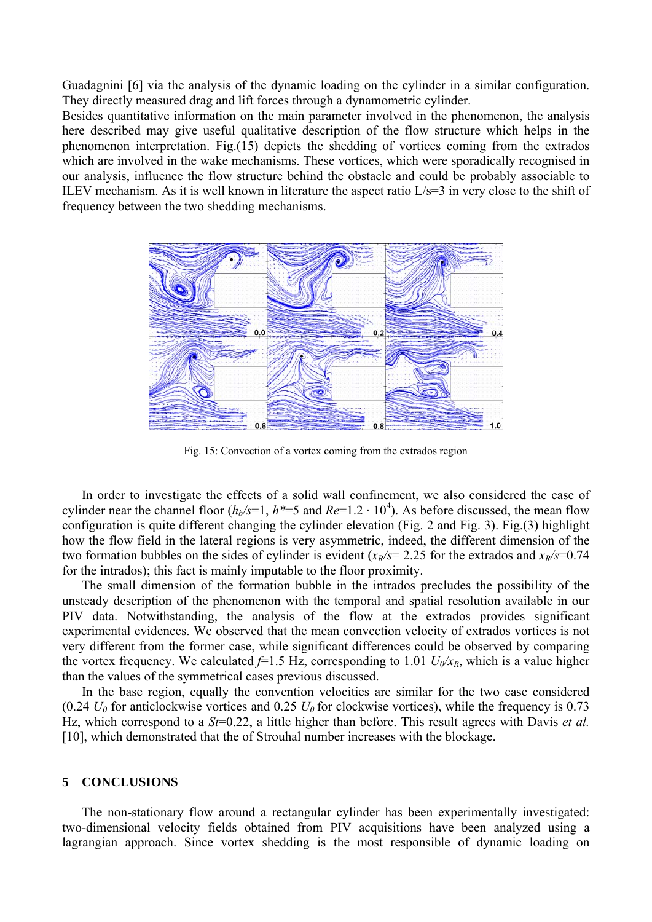Guadagnini [6] via the analysis of the dynamic loading on the cylinder in a similar configuration. They directly measured drag and lift forces through a dynamometric cylinder.
Besides quantitative information on the main parameter involved in the phenomenon, the analysis here described may give useful qualitative description of the flow structure which helps in the phenomenon interpretation. Fig.(15) depicts the shedding of vortices coming from the extrados which are involved in the wake mechanisms. These vortices, which were sporadically recognised in our analysis, influence the flow structure behind the obstacle and could be probably associable to ILEV mechanism. As it is well known in literature the aspect ratio L/s=3 in very close to the shift of frequency between the two shedding mechanisms.

0.0
0.2
0.4
0.6
0.8
1.0

Fig. 15: Convection of a vortex coming from the extrados region

In order to investigate the effects of a solid wall confinement, we also considered the case of cylinder near the channel floor ($h_b/s$=1, $h^*$=5 and $Re=1.2 \cdot 10^4$). As before discussed, the mean flow configuration is quite different changing the cylinder elevation (Fig. 2 and Fig. 3). Fig.(3) highlight how the flow field in the lateral regions is very asymmetric, indeed, the different dimension of the two formation bubbles on the sides of cylinder is evident ($x_R/s$= 2.25 for the extrados and $x_R/s$=0.74 for the intrados); this fact is mainly imputable to the floor proximity.

The small dimension of the formation bubble in the intrados precludes the possibility of the unsteady description of the phenomenon with the temporal and spatial resolution available in our PIV data. Notwithstanding, the analysis of the flow at the extrados provides significant experimental evidences. We observed that the mean convection velocity of extrados vortices is not very different from the former case, while significant differences could be observed by comparing the vortex frequency. We calculated $f$=1.5 Hz, corresponding to 1.01 $U_0/x_R$, which is a value higher than the values of the symmetrical cases previous discussed.

In the base region, equally the convention velocities are similar for the two case considered (0.24 $U_0$ for anticlockwise vortices and 0.25 $U_0$ for clockwise vortices), while the frequency is 0.73 Hz, which correspond to a $St$=0.22, a little higher than before. This result agrees with Davis *et al.* [10], which demonstrated that the of Strouhal number increases with the blockage.

## 5 CONCLUSIONS

The non-stationary flow around a rectangular cylinder has been experimentally investigated: two-dimensional velocity fields obtained from PIV acquisitions have been analyzed using a lagrangian approach. Since vortex shedding is the most responsible of dynamic loading on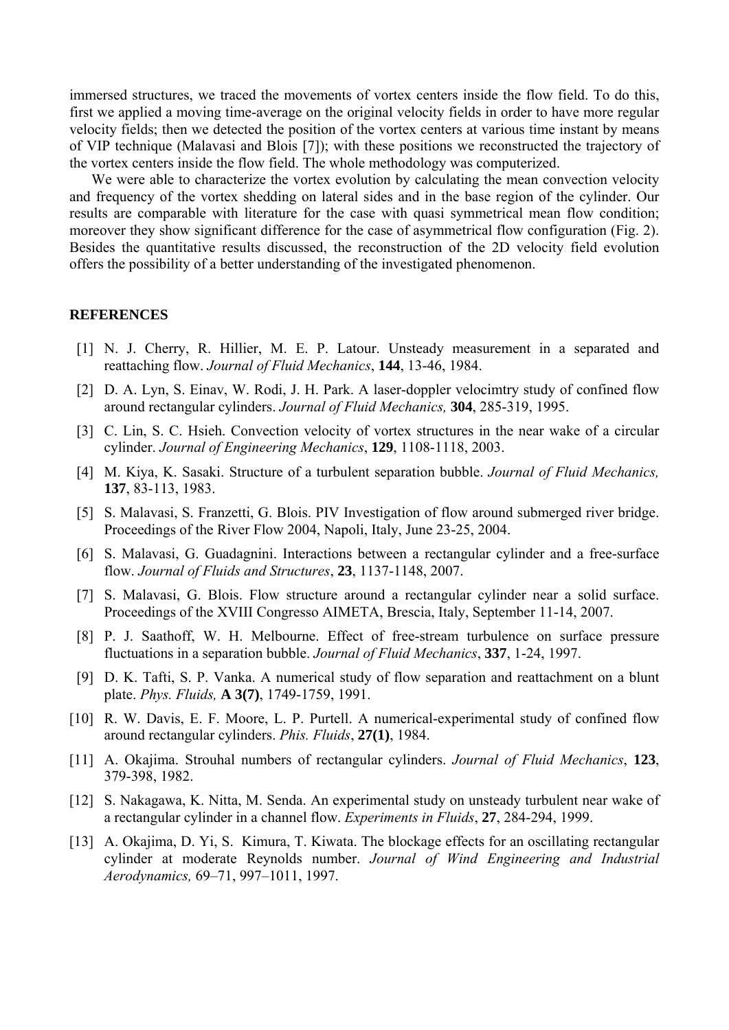immersed structures, we traced the movements of vortex centers inside the flow field. To do this, first we applied a moving time-average on the original velocity fields in order to have more regular velocity fields; then we detected the position of the vortex centers at various time instant by means of VIP technique (Malavasi and Blois [7]); with these positions we reconstructed the trajectory of the vortex centers inside the flow field. The whole methodology was computerized.

We were able to characterize the vortex evolution by calculating the mean convection velocity and frequency of the vortex shedding on lateral sides and in the base region of the cylinder. Our results are comparable with literature for the case with quasi symmetrical mean flow condition; moreover they show significant difference for the case of asymmetrical flow configuration (Fig. 2). Besides the quantitative results discussed, the reconstruction of the 2D velocity field evolution offers the possibility of a better understanding of the investigated phenomenon.

## REFERENCES

[1] N. J. Cherry, R. Hillier, M. E. P. Latour. Unsteady measurement in a separated and reattaching flow. *Journal of Fluid Mechanics*, **144**, 13-46, 1984.

[2] D. A. Lyn, S. Einav, W. Rodi, J. H. Park. A laser-doppler velocimtry study of confined flow around rectangular cylinders. *Journal of Fluid Mechanics,* **304**, 285-319, 1995.

[3] C. Lin, S. C. Hsieh. Convection velocity of vortex structures in the near wake of a circular cylinder. *Journal of Engineering Mechanics*, **129**, 1108-1118, 2003.

[4] M. Kiya, K. Sasaki. Structure of a turbulent separation bubble. *Journal of Fluid Mechanics,* **137**, 83-113, 1983.

[5] S. Malavasi, S. Franzetti, G. Blois. PIV Investigation of flow around submerged river bridge. Proceedings of the River Flow 2004, Napoli, Italy, June 23-25, 2004.

[6] S. Malavasi, G. Guadagnini. Interactions between a rectangular cylinder and a free-surface flow. *Journal of Fluids and Structures*, **23**, 1137-1148, 2007.

[7] S. Malavasi, G. Blois. Flow structure around a rectangular cylinder near a solid surface. Proceedings of the XVIII Congresso AIMETA, Brescia, Italy, September 11-14, 2007.

[8] P. J. Saathoff, W. H. Melbourne. Effect of free-stream turbulence on surface pressure fluctuations in a separation bubble. *Journal of Fluid Mechanics*, **337**, 1-24, 1997.

[9] D. K. Tafti, S. P. Vanka. A numerical study of flow separation and reattachment on a blunt plate. *Phys. Fluids,* **A 3(7)**, 1749-1759, 1991.

[10] R. W. Davis, E. F. Moore, L. P. Purtell. A numerical-experimental study of confined flow around rectangular cylinders. *Phis. Fluids*, **27(1)**, 1984.

[11] A. Okajima. Strouhal numbers of rectangular cylinders. *Journal of Fluid Mechanics*, **123**, 379-398, 1982.

[12] S. Nakagawa, K. Nitta, M. Senda. An experimental study on unsteady turbulent near wake of a rectangular cylinder in a channel flow. *Experiments in Fluids*, **27**, 284-294, 1999.

[13] A. Okajima, D. Yi, S. Kimura, T. Kiwata. The blockage effects for an oscillating rectangular cylinder at moderate Reynolds number. *Journal of Wind Engineering and Industrial Aerodynamics,* 69–71, 997–1011, 1997.